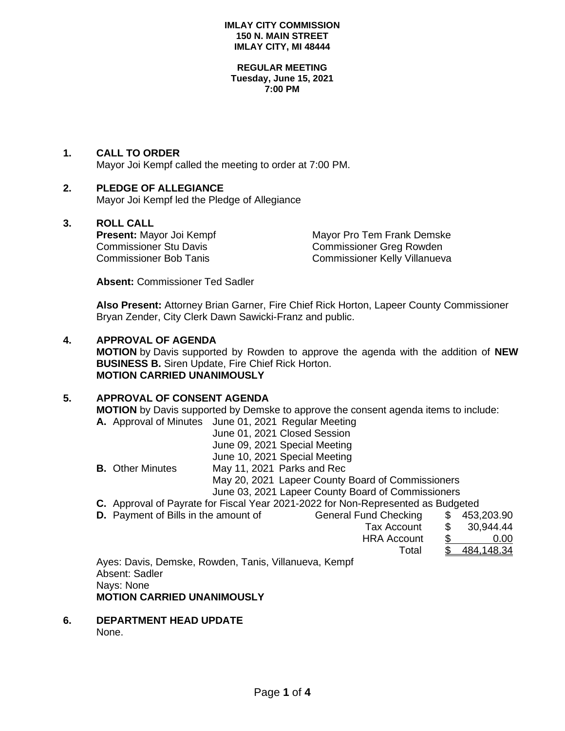**IMLAY CITY COMMISSION**
**150 N. MAIN STREET**
**IMLAY CITY, MI 48444**

**REGULAR MEETING**
**Tuesday, June 15, 2021**
**7:00 PM**

## 1. CALL TO ORDER

Mayor Joi Kempf called the meeting to order at 7:00 PM.

## 2. PLEDGE OF ALLEGIANCE

Mayor Joi Kempf led the Pledge of Allegiance

## 3. ROLL CALL

**Present:** Mayor Joi Kempf, Mayor Pro Tem Frank Demske, Commissioner Stu Davis, Commissioner Greg Rowden, Commissioner Bob Tanis, Commissioner Kelly Villanueva

**Absent:** Commissioner Ted Sadler

**Also Present:** Attorney Brian Garner, Fire Chief Rick Horton, Lapeer County Commissioner Bryan Zender, City Clerk Dawn Sawicki-Franz and public.

## 4. APPROVAL OF AGENDA

**MOTION** by Davis supported by Rowden to approve the agenda with the addition of **NEW BUSINESS B.** Siren Update, Fire Chief Rick Horton.
**MOTION CARRIED UNANIMOUSLY**

## 5. APPROVAL OF CONSENT AGENDA

**MOTION** by Davis supported by Demske to approve the consent agenda items to include:

**A.** Approval of Minutes
- June 01, 2021 Regular Meeting
- June 01, 2021 Closed Session
- June 09, 2021 Special Meeting
- June 10, 2021 Special Meeting

**B.** Other Minutes
- May 11, 2021 Parks and Rec
- May 20, 2021 Lapeer County Board of Commissioners
- June 03, 2021 Lapeer County Board of Commissioners

**C.** Approval of Payrate for Fiscal Year 2021-2022 for Non-Represented as Budgeted

**D.** Payment of Bills in the amount of

| | |
|---|---|
| General Fund Checking | $ 453,203.90 |
| Tax Account | $ 30,944.44 |
| HRA Account | $ 0.00 |
| Total | $ 484,148.34 |

Ayes: Davis, Demske, Rowden, Tanis, Villanueva, Kempf
Absent: Sadler
Nays: None
**MOTION CARRIED UNANIMOUSLY**

## 6. DEPARTMENT HEAD UPDATE

None.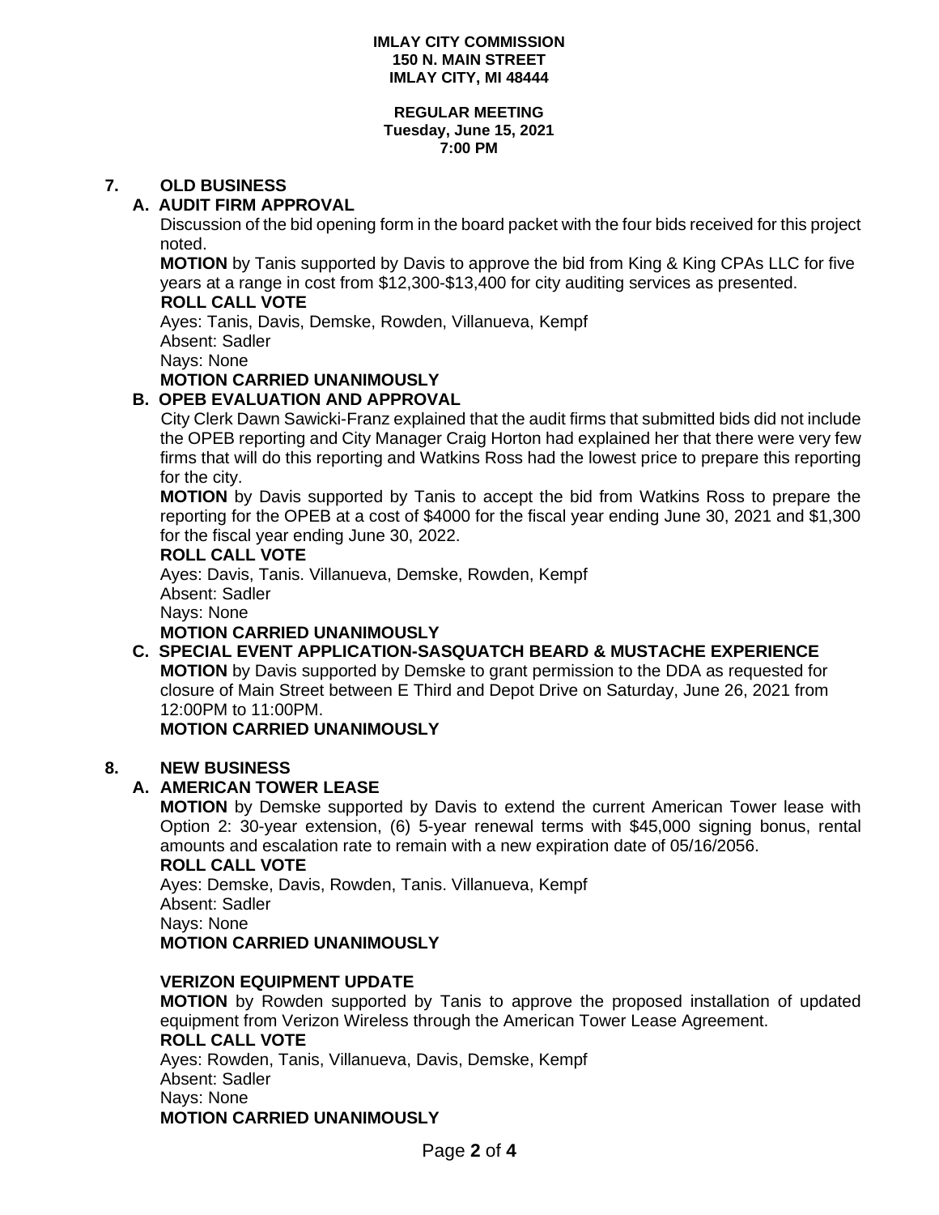**IMLAY CITY COMMISSION**
**150 N. MAIN STREET**
**IMLAY CITY, MI 48444**

**REGULAR MEETING**
**Tuesday, June 15, 2021**
**7:00 PM**

## 7. OLD BUSINESS

### A. AUDIT FIRM APPROVAL

Discussion of the bid opening form in the board packet with the four bids received for this project noted.

**MOTION** by Tanis supported by Davis to approve the bid from King & King CPAs LLC for five years at a range in cost from $12,300-$13,400 for city auditing services as presented.

**ROLL CALL VOTE**

Ayes: Tanis, Davis, Demske, Rowden, Villanueva, Kempf
Absent: Sadler
Nays: None

**MOTION CARRIED UNANIMOUSLY**

### B. OPEB EVALUATION AND APPROVAL

City Clerk Dawn Sawicki-Franz explained that the audit firms that submitted bids did not include the OPEB reporting and City Manager Craig Horton had explained her that there were very few firms that will do this reporting and Watkins Ross had the lowest price to prepare this reporting for the city.

**MOTION** by Davis supported by Tanis to accept the bid from Watkins Ross to prepare the reporting for the OPEB at a cost of $4000 for the fiscal year ending June 30, 2021 and $1,300 for the fiscal year ending June 30, 2022.

**ROLL CALL VOTE**

Ayes: Davis, Tanis. Villanueva, Demske, Rowden, Kempf
Absent: Sadler
Nays: None

**MOTION CARRIED UNANIMOUSLY**

### C. SPECIAL EVENT APPLICATION-SASQUATCH BEARD & MUSTACHE EXPERIENCE

**MOTION** by Davis supported by Demske to grant permission to the DDA as requested for closure of Main Street between E Third and Depot Drive on Saturday, June 26, 2021 from 12:00PM to 11:00PM.

**MOTION CARRIED UNANIMOUSLY**

## 8. NEW BUSINESS

### A. AMERICAN TOWER LEASE

**MOTION** by Demske supported by Davis to extend the current American Tower lease with Option 2: 30-year extension, (6) 5-year renewal terms with $45,000 signing bonus, rental amounts and escalation rate to remain with a new expiration date of 05/16/2056.

**ROLL CALL VOTE**

Ayes: Demske, Davis, Rowden, Tanis. Villanueva, Kempf
Absent: Sadler
Nays: None

**MOTION CARRIED UNANIMOUSLY**

### VERIZON EQUIPMENT UPDATE

**MOTION** by Rowden supported by Tanis to approve the proposed installation of updated equipment from Verizon Wireless through the American Tower Lease Agreement.

**ROLL CALL VOTE**

Ayes: Rowden, Tanis, Villanueva, Davis, Demske, Kempf
Absent: Sadler
Nays: None

**MOTION CARRIED UNANIMOUSLY**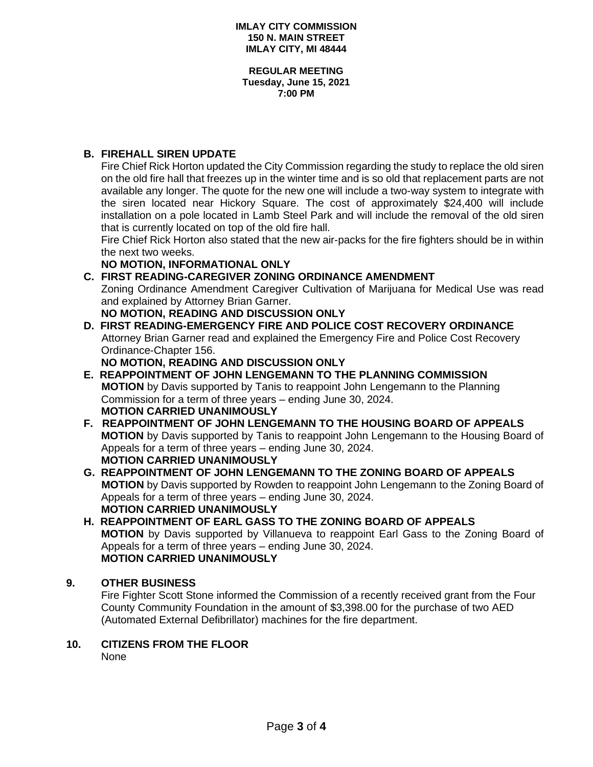IMLAY CITY COMMISSION
150 N. MAIN STREET
IMLAY CITY, MI 48444

REGULAR MEETING
Tuesday, June 15, 2021
7:00 PM

**B. FIREHALL SIREN UPDATE**

Fire Chief Rick Horton updated the City Commission regarding the study to replace the old siren on the old fire hall that freezes up in the winter time and is so old that replacement parts are not available any longer. The quote for the new one will include a two-way system to integrate with the siren located near Hickory Square. The cost of approximately $24,400 will include installation on a pole located in Lamb Steel Park and will include the removal of the old siren that is currently located on top of the old fire hall.

Fire Chief Rick Horton also stated that the new air-packs for the fire fighters should be in within the next two weeks.

**NO MOTION, INFORMATIONAL ONLY**

**C. FIRST READING-CAREGIVER ZONING ORDINANCE AMENDMENT**

Zoning Ordinance Amendment Caregiver Cultivation of Marijuana for Medical Use was read and explained by Attorney Brian Garner.

**NO MOTION, READING AND DISCUSSION ONLY**

**D. FIRST READING-EMERGENCY FIRE AND POLICE COST RECOVERY ORDINANCE**

Attorney Brian Garner read and explained the Emergency Fire and Police Cost Recovery Ordinance-Chapter 156.

**NO MOTION, READING AND DISCUSSION ONLY**

**E. REAPPOINTMENT OF JOHN LENGEMANN TO THE PLANNING COMMISSION**

**MOTION** by Davis supported by Tanis to reappoint John Lengemann to the Planning Commission for a term of three years – ending June 30, 2024.

**MOTION CARRIED UNANIMOUSLY**

**F. REAPPOINTMENT OF JOHN LENGEMANN TO THE HOUSING BOARD OF APPEALS**

**MOTION** by Davis supported by Tanis to reappoint John Lengemann to the Housing Board of Appeals for a term of three years – ending June 30, 2024.

**MOTION CARRIED UNANIMOUSLY**

**G. REAPPOINTMENT OF JOHN LENGEMANN TO THE ZONING BOARD OF APPEALS**

**MOTION** by Davis supported by Rowden to reappoint John Lengemann to the Zoning Board of Appeals for a term of three years – ending June 30, 2024.

**MOTION CARRIED UNANIMOUSLY**

**H. REAPPOINTMENT OF EARL GASS TO THE ZONING BOARD OF APPEALS**

**MOTION** by Davis supported by Villanueva to reappoint Earl Gass to the Zoning Board of Appeals for a term of three years – ending June 30, 2024.

**MOTION CARRIED UNANIMOUSLY**

**9. OTHER BUSINESS**

Fire Fighter Scott Stone informed the Commission of a recently received grant from the Four County Community Foundation in the amount of $3,398.00 for the purchase of two AED (Automated External Defibrillator) machines for the fire department.

**10. CITIZENS FROM THE FLOOR**

None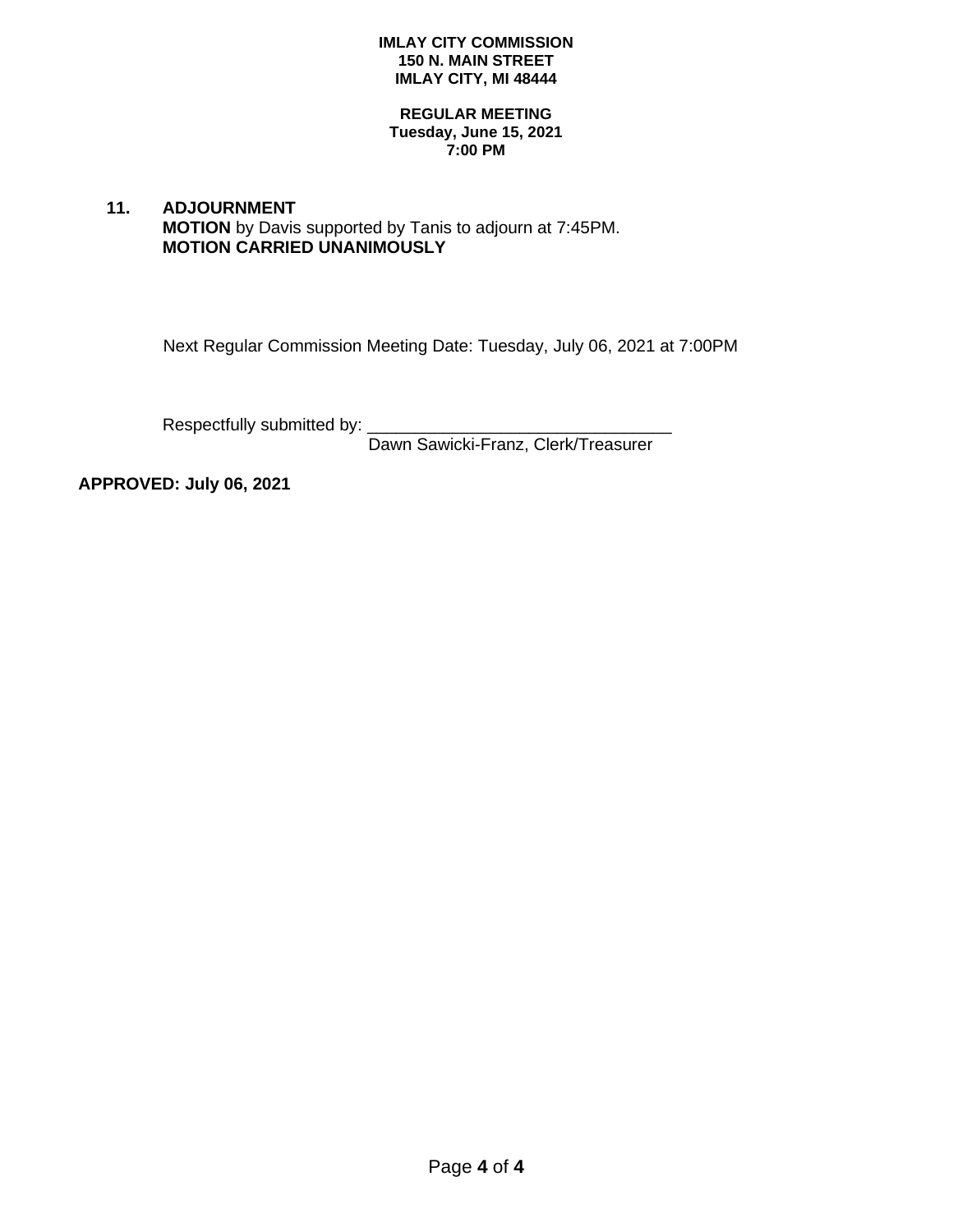**IMLAY CITY COMMISSION**
**150 N. MAIN STREET**
**IMLAY CITY, MI 48444**

**REGULAR MEETING**
**Tuesday, June 15, 2021**
**7:00 PM**

**11. ADJOURNMENT**
**MOTION** by Davis supported by Tanis to adjourn at 7:45PM.
**MOTION CARRIED UNANIMOUSLY**

Next Regular Commission Meeting Date: Tuesday, July 06, 2021 at 7:00PM

Respectfully submitted by: ________________________________
Dawn Sawicki-Franz, Clerk/Treasurer

**APPROVED: July 06, 2021**